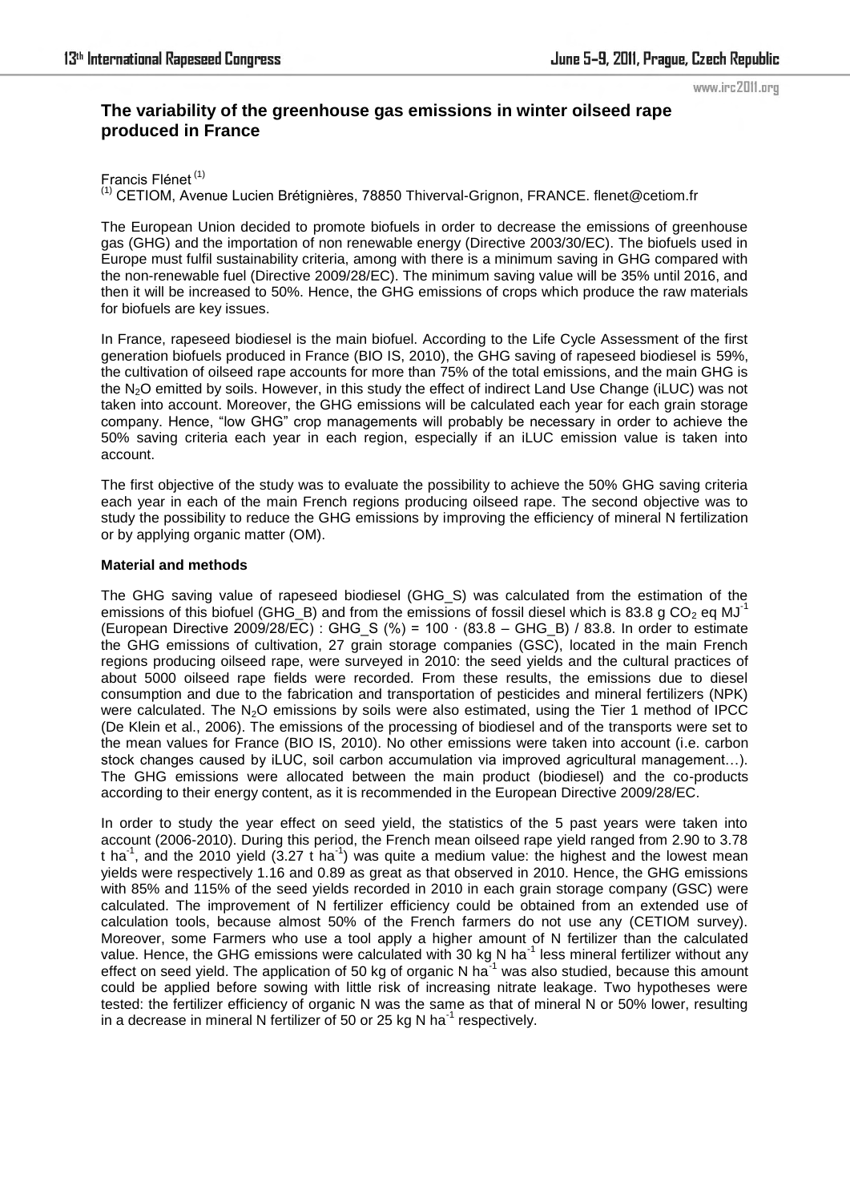# The variability of the greenhouse gas emissions in winter oilseed rape produced in France

Francis Flénet [1]

[1] CETIOM, Avenue Lucien Brétignières, 78850 Thiverval-Grignon, FRANCE. flenet@cetiom.fr

The European Union decided to promote biofuels in order to decrease the emissions of greenhouse gas (GHG) and the importation of non renewable energy (Directive 2003/30/EC). The biofuels used in Europe must fulfil sustainability criteria, among with there is a minimum saving in GHG compared with the non-renewable fuel (Directive 2009/28/EC). The minimum saving value will be 35% until 2016, and then it will be increased to 50%. Hence, the GHG emissions of crops which produce the raw materials for biofuels are key issues.

In France, rapeseed biodiesel is the main biofuel. According to the Life Cycle Assessment of the first generation biofuels produced in France (BIO IS, 2010), the GHG saving of rapeseed biodiesel is 59%, the cultivation of oilseed rape accounts for more than 75% of the total emissions, and the main GHG is the $N_2O$ emitted by soils. However, in this study the effect of indirect Land Use Change (iLUC) was not taken into account. Moreover, the GHG emissions will be calculated each year for each grain storage company. Hence, "low GHG" crop managements will probably be necessary in order to achieve the 50% saving criteria each year in each region, especially if an iLUC emission value is taken into account.

The first objective of the study was to evaluate the possibility to achieve the 50% GHG saving criteria each year in each of the main French regions producing oilseed rape. The second objective was to study the possibility to reduce the GHG emissions by improving the efficiency of mineral N fertilization or by applying organic matter (OM).

**Material and methods**

The GHG saving value of rapeseed biodiesel (GHG_S) was calculated from the estimation of the emissions of this biofuel (GHG_B) and from the emissions of fossil diesel which is 83.8 g $CO_2$ eq $MJ^{-1}$ (European Directive 2009/28/EC) : GHG_S (%) = 100 · (83.8 – GHG_B) / 83.8. In order to estimate the GHG emissions of cultivation, 27 grain storage companies (GSC), located in the main French regions producing oilseed rape, were surveyed in 2010: the seed yields and the cultural practices of about 5000 oilseed rape fields were recorded. From these results, the emissions due to diesel consumption and due to the fabrication and transportation of pesticides and mineral fertilizers (NPK) were calculated. The $N_2O$ emissions by soils were also estimated, using the Tier 1 method of IPCC (De Klein et al., 2006). The emissions of the processing of biodiesel and of the transports were set to the mean values for France (BIO IS, 2010). No other emissions were taken into account (i.e. carbon stock changes caused by iLUC, soil carbon accumulation via improved agricultural management…). The GHG emissions were allocated between the main product (biodiesel) and the co-products according to their energy content, as it is recommended in the European Directive 2009/28/EC.

In order to study the year effect on seed yield, the statistics of the 5 past years were taken into account (2006-2010). During this period, the French mean oilseed rape yield ranged from 2.90 to 3.78 t $ha^{-1}$, and the 2010 yield (3.27 t $ha^{-1}$) was quite a medium value: the highest and the lowest mean yields were respectively 1.16 and 0.89 as great as that observed in 2010. Hence, the GHG emissions with 85% and 115% of the seed yields recorded in 2010 in each grain storage company (GSC) were calculated. The improvement of N fertilizer efficiency could be obtained from an extended use of calculation tools, because almost 50% of the French farmers do not use any (CETIOM survey). Moreover, some Farmers who use a tool apply a higher amount of N fertilizer than the calculated value. Hence, the GHG emissions were calculated with 30 kg N $ha^{-1}$ less mineral fertilizer without any effect on seed yield. The application of 50 kg of organic N $ha^{-1}$ was also studied, because this amount could be applied before sowing with little risk of increasing nitrate leakage. Two hypotheses were tested: the fertilizer efficiency of organic N was the same as that of mineral N or 50% lower, resulting in a decrease in mineral N fertilizer of 50 or 25 kg N $ha^{-1}$ respectively.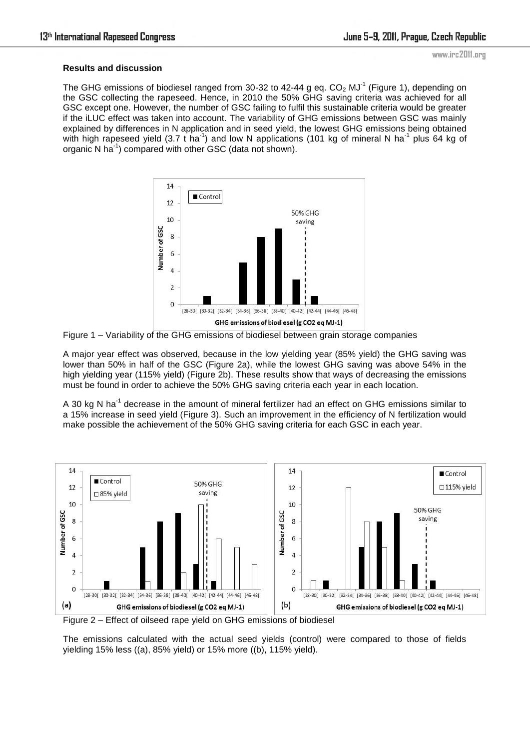**Results and discussion**

The GHG emissions of biodiesel ranged from 30-32 to 42-44 g eq. $CO_2$ $MJ^{-1}$ (Figure 1), depending on the GSC collecting the rapeseed. Hence, in 2010 the 50% GHG saving criteria was achieved for all GSC except one. However, the number of GSC failing to fulfil this sustainable criteria would be greater if the iLUC effect was taken into account. The variability of GHG emissions between GSC was mainly explained by differences in N application and in seed yield, the lowest GHG emissions being obtained with high rapeseed yield (3.7 t $ha^{-1}$) and low N applications (101 kg of mineral N $ha^{-1}$ plus 64 kg of organic N $ha^{-1}$) compared with other GSC (data not shown).

Figure 1 – Variability of the GHG emissions of biodiesel between grain storage companies

A major year effect was observed, because in the low yielding year (85% yield) the GHG saving was lower than 50% in half of the GSC (Figure 2a), while the lowest GHG saving was above 54% in the high yielding year (115% yield) (Figure 2b). These results show that ways of decreasing the emissions must be found in order to achieve the 50% GHG saving criteria each year in each location.

A 30 kg N $ha^{-1}$ decrease in the amount of mineral fertilizer had an effect on GHG emissions similar to a 15% increase in seed yield (Figure 3). Such an improvement in the efficiency of N fertilization would make possible the achievement of the 50% GHG saving criteria for each GSC in each year.

Figure 2 – Effect of oilseed rape yield on GHG emissions of biodiesel

The emissions calculated with the actual seed yields (control) were compared to those of fields yielding 15% less ((a), 85% yield) or 15% more ((b), 115% yield).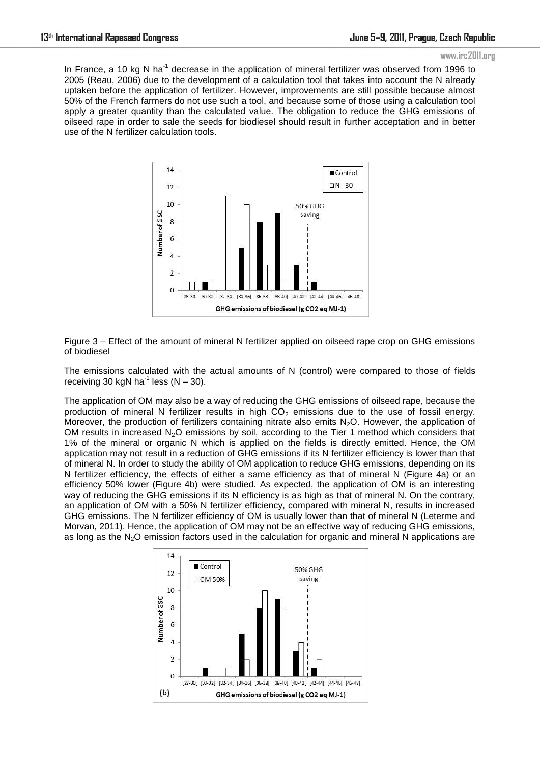In France, a 10 kg N ha$^{-1}$ decrease in the application of mineral fertilizer was observed from 1996 to 2005 (Reau, 2006) due to the development of a calculation tool that takes into account the N already uptaken before the application of fertilizer. However, improvements are still possible because almost 50% of the French farmers do not use such a tool, and because some of those using a calculation tool apply a greater quantity than the calculated value. The obligation to reduce the GHG emissions of oilseed rape in order to sale the seeds for biodiesel should result in further acceptation and in better use of the N fertilizer calculation tools.

Figure 3 – Effect of the amount of mineral N fertilizer applied on oilseed rape crop on GHG emissions of biodiesel

The emissions calculated with the actual amounts of N (control) were compared to those of fields receiving 30 kgN ha$^{-1}$ less (N – 30).

The application of OM may also be a way of reducing the GHG emissions of oilseed rape, because the production of mineral N fertilizer results in high $CO_2$ emissions due to the use of fossil energy. Moreover, the production of fertilizers containing nitrate also emits $N_2O$. However, the application of OM results in increased $N_2O$ emissions by soil, according to the Tier 1 method which considers that 1% of the mineral or organic N which is applied on the fields is directly emitted. Hence, the OM application may not result in a reduction of GHG emissions if its N fertilizer efficiency is lower than that of mineral N. In order to study the ability of OM application to reduce GHG emissions, depending on its N fertilizer efficiency, the effects of either a same efficiency as that of mineral N (Figure 4a) or an efficiency 50% lower (Figure 4b) were studied. As expected, the application of OM is an interesting way of reducing the GHG emissions if its N efficiency is as high as that of mineral N. On the contrary, an application of OM with a 50% N fertilizer efficiency, compared with mineral N, results in increased GHG emissions. The N fertilizer efficiency of OM is usually lower than that of mineral N (Leterme and Morvan, 2011). Hence, the application of OM may not be an effective way of reducing GHG emissions, as long as the $N_2O$ emission factors used in the calculation for organic and mineral N applications are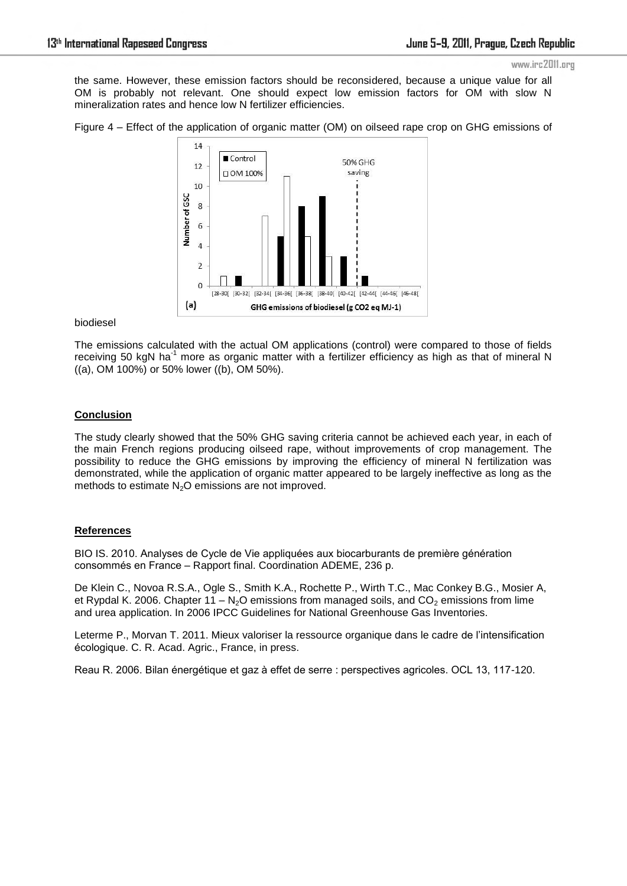the same. However, these emission factors should be reconsidered, because a unique value for all OM is probably not relevant. One should expect low emission factors for OM with slow N mineralization rates and hence low N fertilizer efficiencies.

Figure 4 – Effect of the application of organic matter (OM) on oilseed rape crop on GHG emissions of biodiesel

■ Control
□ OM 100%
50% GHG saving
Number of GSC
0
2
4
6
8
10
12
14
[28-30[ [30-32[ [32-34[ [34-36[ [36-38[ [38-40[ [40-42[ [42-44[ [44-46[ [46-48[
(a)
GHG emissions of biodiesel (g CO2 eq MJ-1)

The emissions calculated with the actual OM applications (control) were compared to those of fields receiving 50 kgN ha$^{-1}$ more as organic matter with a fertilizer efficiency as high as that of mineral N ((a), OM 100%) or 50% lower ((b), OM 50%).

## Conclusion

The study clearly showed that the 50% GHG saving criteria cannot be achieved each year, in each of the main French regions producing oilseed rape, without improvements of crop management. The possibility to reduce the GHG emissions by improving the efficiency of mineral N fertilization was demonstrated, while the application of organic matter appeared to be largely ineffective as long as the methods to estimate $N_2O$ emissions are not improved.

## References

BIO IS. 2010. Analyses de Cycle de Vie appliquées aux biocarburants de première génération consommés en France – Rapport final. Coordination ADEME, 236 p.

De Klein C., Novoa R.S.A., Ogle S., Smith K.A., Rochette P., Wirth T.C., Mac Conkey B.G., Mosier A, et Rypdal K. 2006. Chapter 11 – $N_2O$ emissions from managed soils, and $CO_2$ emissions from lime and urea application. In 2006 IPCC Guidelines for National Greenhouse Gas Inventories.

Leterme P., Morvan T. 2011. Mieux valoriser la ressource organique dans le cadre de l'intensification écologique. C. R. Acad. Agric., France, in press.

Reau R. 2006. Bilan énergétique et gaz à effet de serre : perspectives agricoles. OCL 13, 117-120.